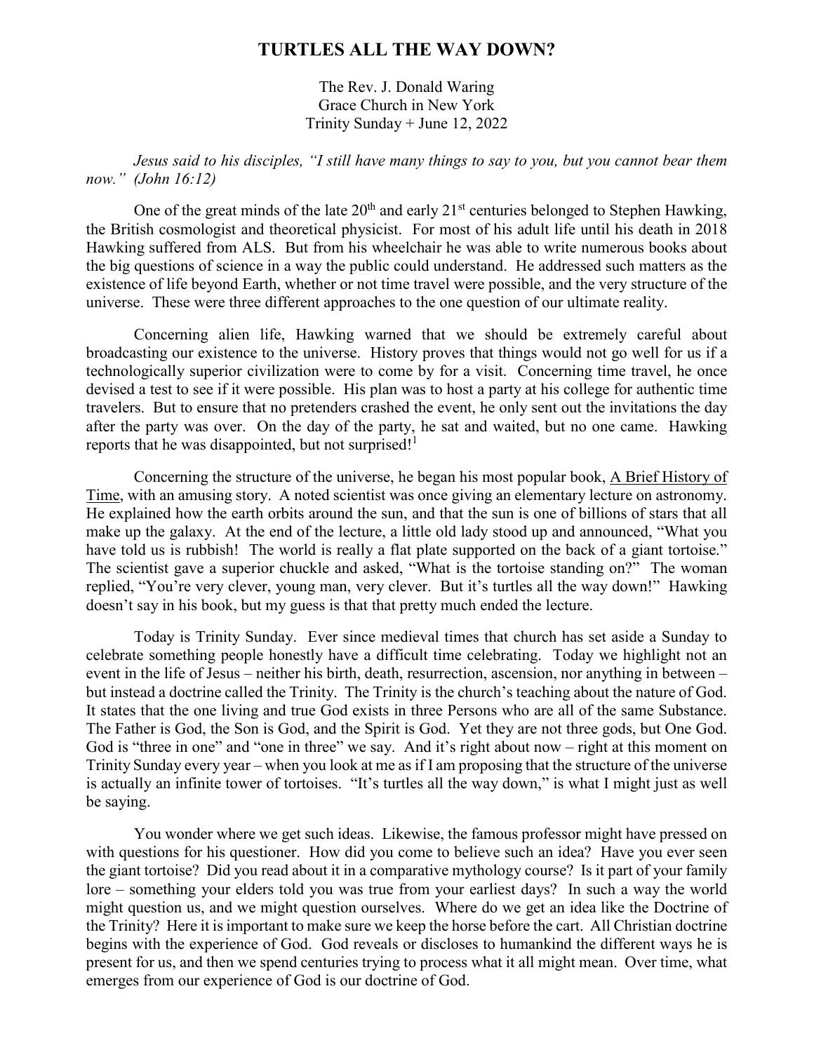# TURTLES ALL THE WAY DOWN?

The Rev. J. Donald Waring
Grace Church in New York
Trinity Sunday + June 12, 2022

*Jesus said to his disciples, "I still have many things to say to you, but you cannot bear them now." (John 16:12)*

One of the great minds of the late 20th and early 21st centuries belonged to Stephen Hawking, the British cosmologist and theoretical physicist. For most of his adult life until his death in 2018 Hawking suffered from ALS. But from his wheelchair he was able to write numerous books about the big questions of science in a way the public could understand. He addressed such matters as the existence of life beyond Earth, whether or not time travel were possible, and the very structure of the universe. These were three different approaches to the one question of our ultimate reality.

Concerning alien life, Hawking warned that we should be extremely careful about broadcasting our existence to the universe. History proves that things would not go well for us if a technologically superior civilization were to come by for a visit. Concerning time travel, he once devised a test to see if it were possible. His plan was to host a party at his college for authentic time travelers. But to ensure that no pretenders crashed the event, he only sent out the invitations the day after the party was over. On the day of the party, he sat and waited, but no one came. Hawking reports that he was disappointed, but not surprised![1]

Concerning the structure of the universe, he began his most popular book, A Brief History of Time, with an amusing story. A noted scientist was once giving an elementary lecture on astronomy. He explained how the earth orbits around the sun, and that the sun is one of billions of stars that all make up the galaxy. At the end of the lecture, a little old lady stood up and announced, "What you have told us is rubbish! The world is really a flat plate supported on the back of a giant tortoise." The scientist gave a superior chuckle and asked, "What is the tortoise standing on?" The woman replied, "You're very clever, young man, very clever. But it's turtles all the way down!" Hawking doesn't say in his book, but my guess is that that pretty much ended the lecture.

Today is Trinity Sunday. Ever since medieval times that church has set aside a Sunday to celebrate something people honestly have a difficult time celebrating. Today we highlight not an event in the life of Jesus – neither his birth, death, resurrection, ascension, nor anything in between – but instead a doctrine called the Trinity. The Trinity is the church's teaching about the nature of God. It states that the one living and true God exists in three Persons who are all of the same Substance. The Father is God, the Son is God, and the Spirit is God. Yet they are not three gods, but One God. God is "three in one" and "one in three" we say. And it's right about now – right at this moment on Trinity Sunday every year – when you look at me as if I am proposing that the structure of the universe is actually an infinite tower of tortoises. "It's turtles all the way down," is what I might just as well be saying.

You wonder where we get such ideas. Likewise, the famous professor might have pressed on with questions for his questioner. How did you come to believe such an idea? Have you ever seen the giant tortoise? Did you read about it in a comparative mythology course? Is it part of your family lore – something your elders told you was true from your earliest days? In such a way the world might question us, and we might question ourselves. Where do we get an idea like the Doctrine of the Trinity? Here it is important to make sure we keep the horse before the cart. All Christian doctrine begins with the experience of God. God reveals or discloses to humankind the different ways he is present for us, and then we spend centuries trying to process what it all might mean. Over time, what emerges from our experience of God is our doctrine of God.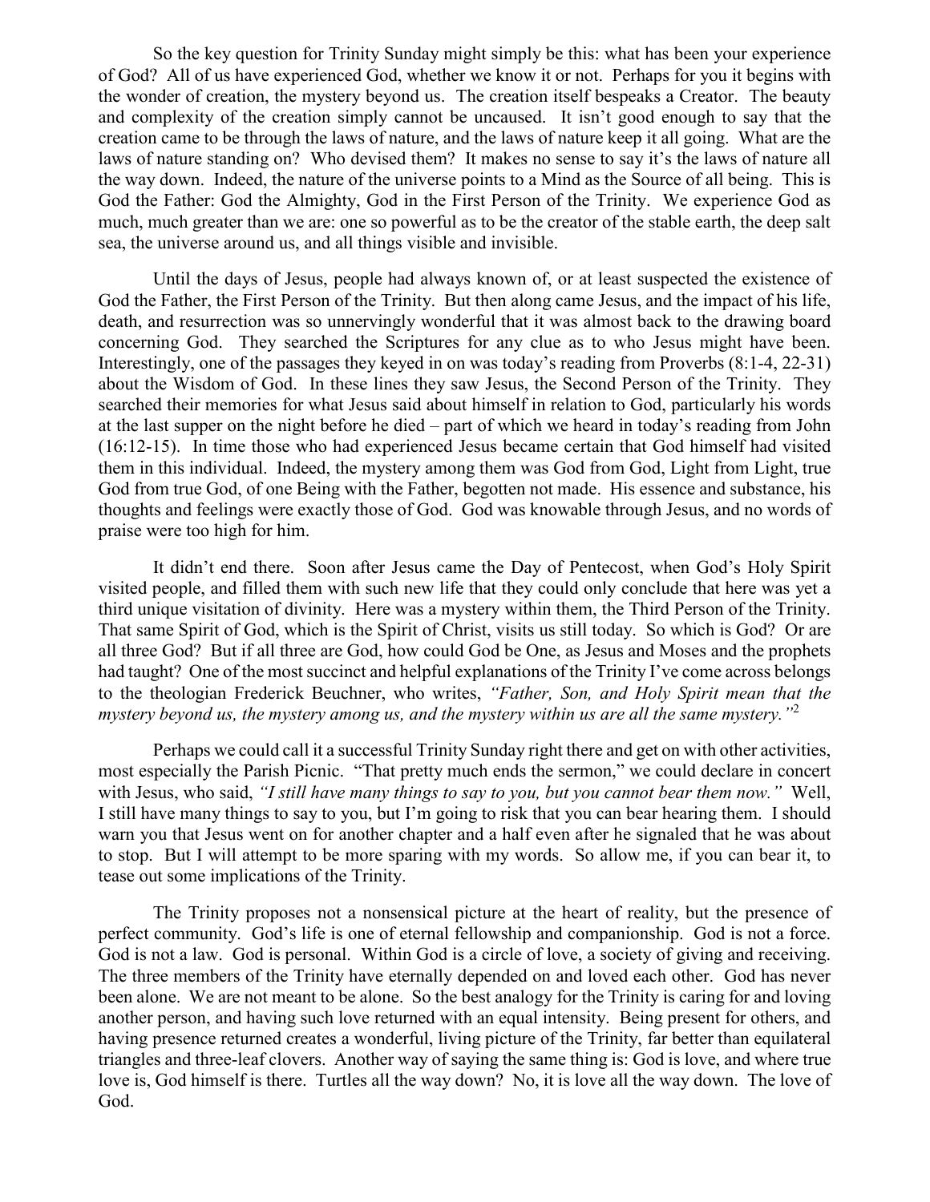So the key question for Trinity Sunday might simply be this: what has been your experience of God? All of us have experienced God, whether we know it or not. Perhaps for you it begins with the wonder of creation, the mystery beyond us. The creation itself bespeaks a Creator. The beauty and complexity of the creation simply cannot be uncaused. It isn't good enough to say that the creation came to be through the laws of nature, and the laws of nature keep it all going. What are the laws of nature standing on? Who devised them? It makes no sense to say it's the laws of nature all the way down. Indeed, the nature of the universe points to a Mind as the Source of all being. This is God the Father: God the Almighty, God in the First Person of the Trinity. We experience God as much, much greater than we are: one so powerful as to be the creator of the stable earth, the deep salt sea, the universe around us, and all things visible and invisible.

Until the days of Jesus, people had always known of, or at least suspected the existence of God the Father, the First Person of the Trinity. But then along came Jesus, and the impact of his life, death, and resurrection was so unnervingly wonderful that it was almost back to the drawing board concerning God. They searched the Scriptures for any clue as to who Jesus might have been. Interestingly, one of the passages they keyed in on was today's reading from Proverbs (8:1-4, 22-31) about the Wisdom of God. In these lines they saw Jesus, the Second Person of the Trinity. They searched their memories for what Jesus said about himself in relation to God, particularly his words at the last supper on the night before he died – part of which we heard in today's reading from John (16:12-15). In time those who had experienced Jesus became certain that God himself had visited them in this individual. Indeed, the mystery among them was God from God, Light from Light, true God from true God, of one Being with the Father, begotten not made. His essence and substance, his thoughts and feelings were exactly those of God. God was knowable through Jesus, and no words of praise were too high for him.

It didn't end there. Soon after Jesus came the Day of Pentecost, when God's Holy Spirit visited people, and filled them with such new life that they could only conclude that here was yet a third unique visitation of divinity. Here was a mystery within them, the Third Person of the Trinity. That same Spirit of God, which is the Spirit of Christ, visits us still today. So which is God? Or are all three God? But if all three are God, how could God be One, as Jesus and Moses and the prophets had taught? One of the most succinct and helpful explanations of the Trinity I've come across belongs to the theologian Frederick Beuchner, who writes, *"Father, Son, and Holy Spirit mean that the mystery beyond us, the mystery among us, and the mystery within us are all the same mystery."*[2]

Perhaps we could call it a successful Trinity Sunday right there and get on with other activities, most especially the Parish Picnic. "That pretty much ends the sermon," we could declare in concert with Jesus, who said, *"I still have many things to say to you, but you cannot bear them now."* Well, I still have many things to say to you, but I'm going to risk that you can bear hearing them. I should warn you that Jesus went on for another chapter and a half even after he signaled that he was about to stop. But I will attempt to be more sparing with my words. So allow me, if you can bear it, to tease out some implications of the Trinity.

The Trinity proposes not a nonsensical picture at the heart of reality, but the presence of perfect community. God's life is one of eternal fellowship and companionship. God is not a force. God is not a law. God is personal. Within God is a circle of love, a society of giving and receiving. The three members of the Trinity have eternally depended on and loved each other. God has never been alone. We are not meant to be alone. So the best analogy for the Trinity is caring for and loving another person, and having such love returned with an equal intensity. Being present for others, and having presence returned creates a wonderful, living picture of the Trinity, far better than equilateral triangles and three-leaf clovers. Another way of saying the same thing is: God is love, and where true love is, God himself is there. Turtles all the way down? No, it is love all the way down. The love of God.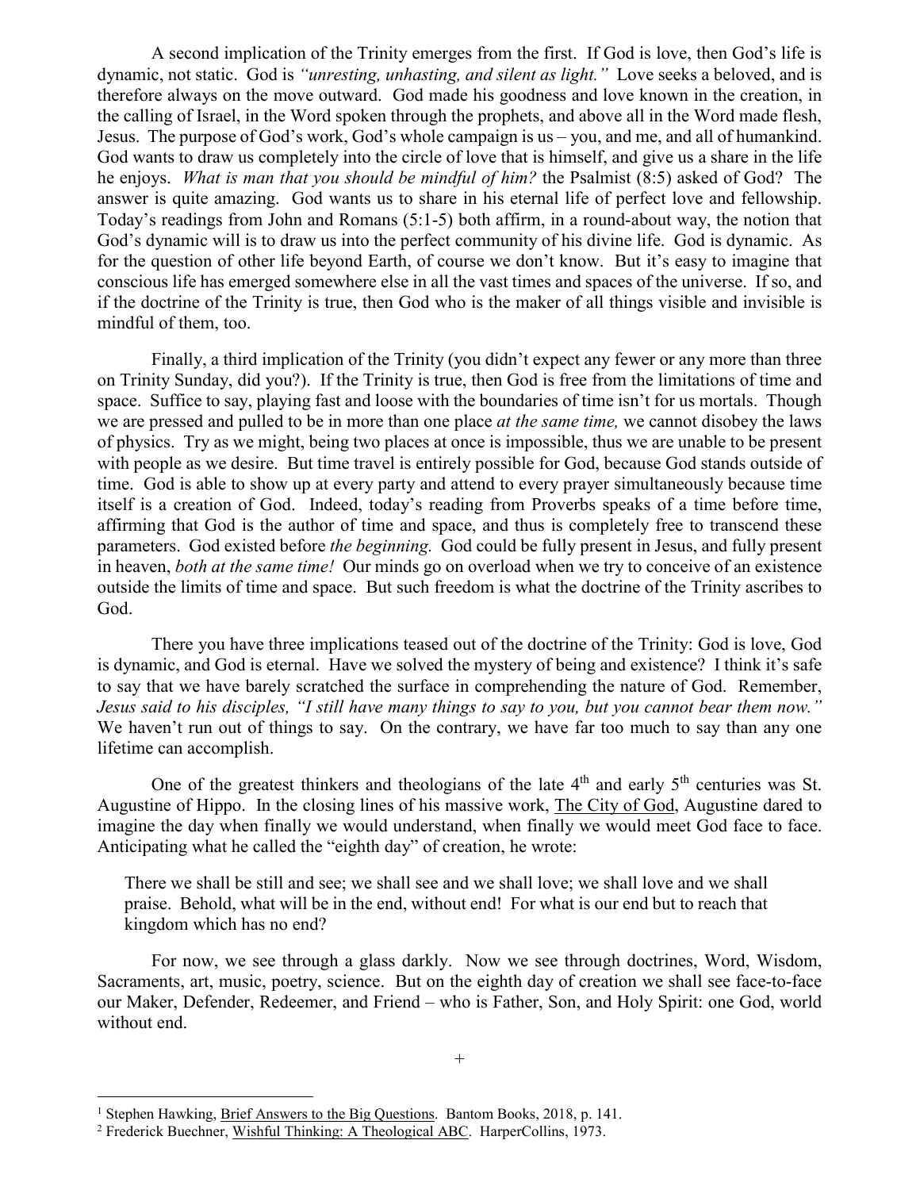A second implication of the Trinity emerges from the first. If God is love, then God's life is dynamic, not static. God is *"unresting, unhasting, and silent as light."* Love seeks a beloved, and is therefore always on the move outward. God made his goodness and love known in the creation, in the calling of Israel, in the Word spoken through the prophets, and above all in the Word made flesh, Jesus. The purpose of God's work, God's whole campaign is us – you, and me, and all of humankind. God wants to draw us completely into the circle of love that is himself, and give us a share in the life he enjoys. *What is man that you should be mindful of him?* the Psalmist (8:5) asked of God? The answer is quite amazing. God wants us to share in his eternal life of perfect love and fellowship. Today's readings from John and Romans (5:1-5) both affirm, in a round-about way, the notion that God's dynamic will is to draw us into the perfect community of his divine life. God is dynamic. As for the question of other life beyond Earth, of course we don't know. But it's easy to imagine that conscious life has emerged somewhere else in all the vast times and spaces of the universe. If so, and if the doctrine of the Trinity is true, then God who is the maker of all things visible and invisible is mindful of them, too.

Finally, a third implication of the Trinity (you didn't expect any fewer or any more than three on Trinity Sunday, did you?). If the Trinity is true, then God is free from the limitations of time and space. Suffice to say, playing fast and loose with the boundaries of time isn't for us mortals. Though we are pressed and pulled to be in more than one place *at the same time,* we cannot disobey the laws of physics. Try as we might, being two places at once is impossible, thus we are unable to be present with people as we desire. But time travel is entirely possible for God, because God stands outside of time. God is able to show up at every party and attend to every prayer simultaneously because time itself is a creation of God. Indeed, today's reading from Proverbs speaks of a time before time, affirming that God is the author of time and space, and thus is completely free to transcend these parameters. God existed before *the beginning.* God could be fully present in Jesus, and fully present in heaven, *both at the same time!* Our minds go on overload when we try to conceive of an existence outside the limits of time and space. But such freedom is what the doctrine of the Trinity ascribes to God.

There you have three implications teased out of the doctrine of the Trinity: God is love, God is dynamic, and God is eternal. Have we solved the mystery of being and existence? I think it's safe to say that we have barely scratched the surface in comprehending the nature of God. Remember, *Jesus said to his disciples, "I still have many things to say to you, but you cannot bear them now."* We haven't run out of things to say. On the contrary, we have far too much to say than any one lifetime can accomplish.

One of the greatest thinkers and theologians of the late 4th and early 5th centuries was St. Augustine of Hippo. In the closing lines of his massive work, The City of God, Augustine dared to imagine the day when finally we would understand, when finally we would meet God face to face. Anticipating what he called the "eighth day" of creation, he wrote:

> There we shall be still and see; we shall see and we shall love; we shall love and we shall praise. Behold, what will be in the end, without end! For what is our end but to reach that kingdom which has no end?

For now, we see through a glass darkly. Now we see through doctrines, Word, Wisdom, Sacraments, art, music, poetry, science. But on the eighth day of creation we shall see face-to-face our Maker, Defender, Redeemer, and Friend – who is Father, Son, and Holy Spirit: one God, world without end.

+

---

[1] Stephen Hawking, Brief Answers to the Big Questions. Bantom Books, 2018, p. 141.

[2] Frederick Buechner, Wishful Thinking: A Theological ABC. HarperCollins, 1973.